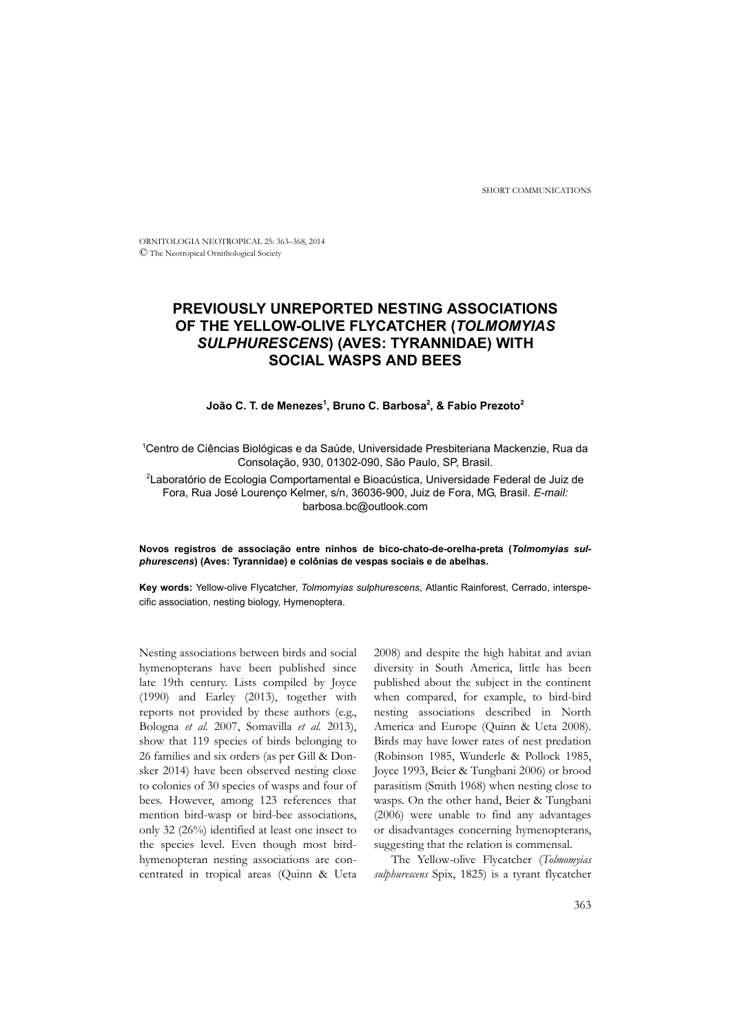SHORT COMMUNICATIONS

ORNITOLOGIA NEOTROPICAL 25: 363–368, 2014
© The Neotropical Ornithological Society

# PREVIOUSLY UNREPORTED NESTING ASSOCIATIONS OF THE YELLOW-OLIVE FLYCATCHER (*TOLMOMYIAS SULPHURESCENS*) (AVES: TYRANNIDAE) WITH SOCIAL WASPS AND BEES

**João C. T. de Menezes[1], Bruno C. Barbosa[2], & Fabio Prezoto[2]**

[1]Centro de Ciências Biológicas e da Saúde, Universidade Presbiteriana Mackenzie, Rua da Consolação, 930, 01302-090, São Paulo, SP, Brasil.

[2]Laboratório de Ecologia Comportamental e Bioacústica, Universidade Federal de Juiz de Fora, Rua José Lourenço Kelmer, s/n, 36036-900, Juiz de Fora, MG, Brasil. *E-mail:* barbosa.bc@outlook.com

**Novos registros de associação entre ninhos de bico-chato-de-orelha-preta (*Tolmomyias sulphurescens*) (Aves: Tyrannidae) e colônias de vespas sociais e de abelhas.**

**Key words:** Yellow-olive Flycatcher, *Tolmomyias sulphurescens*, Atlantic Rainforest, Cerrado, interspecific association, nesting biology, Hymenoptera.

Nesting associations between birds and social hymenopterans have been published since late 19th century. Lists compiled by Joyce (1990) and Earley (2013), together with reports not provided by these authors (e.g., Bologna *et al.* 2007, Somavilla *et al.* 2013), show that 119 species of birds belonging to 26 families and six orders (as per Gill & Donsker 2014) have been observed nesting close to colonies of 30 species of wasps and four of bees. However, among 123 references that mention bird-wasp or bird-bee associations, only 32 (26%) identified at least one insect to the species level. Even though most bird-hymenopteran nesting associations are concentrated in tropical areas (Quinn & Ueta 2008) and despite the high habitat and avian diversity in South America, little has been published about the subject in the continent when compared, for example, to bird-bird nesting associations described in North America and Europe (Quinn & Ueta 2008). Birds may have lower rates of nest predation (Robinson 1985, Wunderle & Pollock 1985, Joyce 1993, Beier & Tungbani 2006) or brood parasitism (Smith 1968) when nesting close to wasps. On the other hand, Beier & Tungbani (2006) were unable to find any advantages or disadvantages concerning hymenopterans, suggesting that the relation is commensal.

The Yellow-olive Flycatcher (*Tolmomyias sulphurescens* Spix, 1825) is a tyrant flycatcher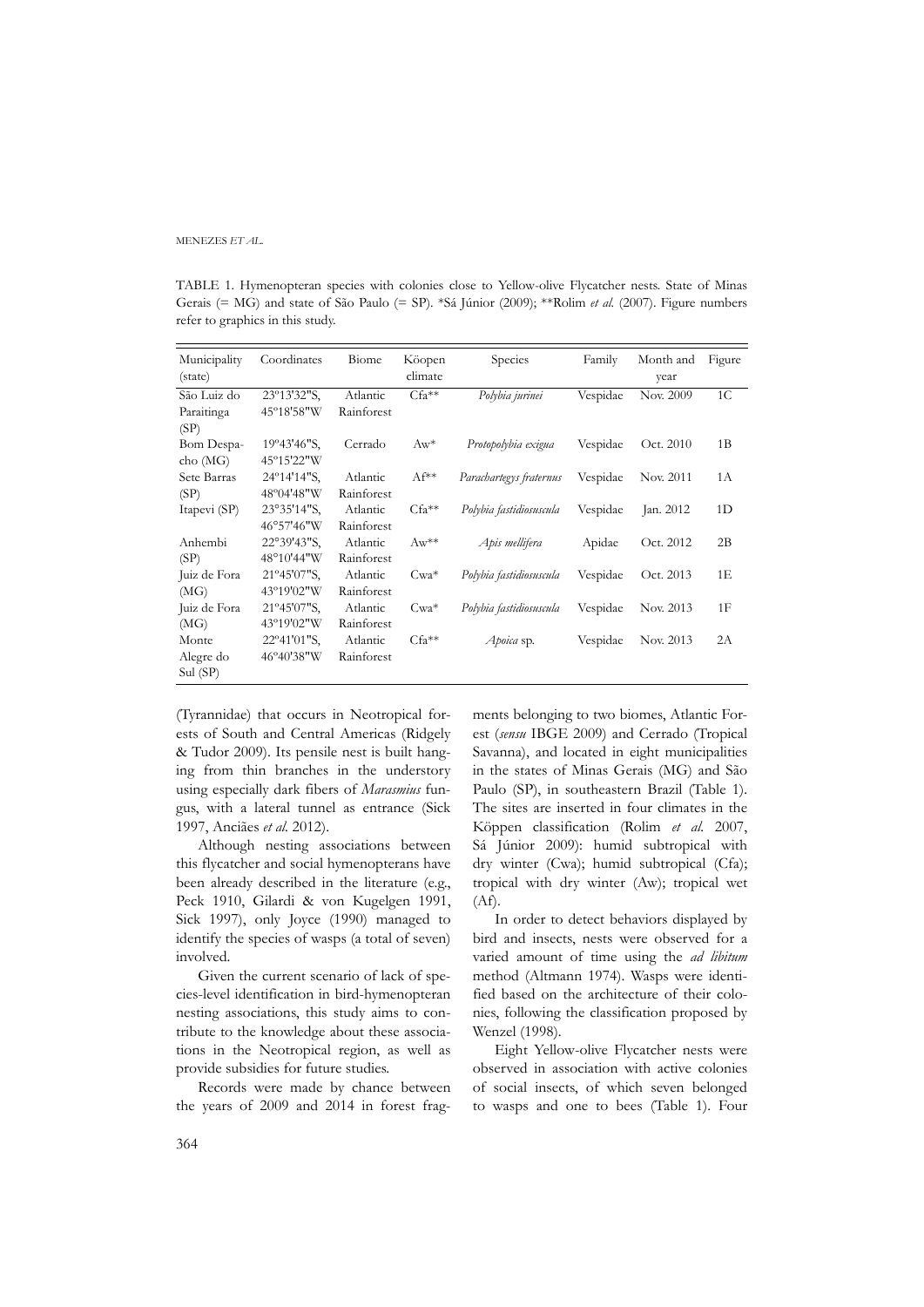TABLE 1. Hymenopteran species with colonies close to Yellow-olive Flycatcher nests. State of Minas Gerais (= MG) and state of São Paulo (= SP). *Sá Júnior (2009); **Rolim *et al.* (2007). Figure numbers refer to graphics in this study.

| Municipality (state) | Coordinates | Biome | Köopen climate | Species | Family | Month and year | Figure |
|---|---|---|---|---|---|---|---|
| São Luiz do Paraitinga (SP) | 23°13'32"S, 45°18'58"W | Atlantic Rainforest | Cfa** | *Polybia jurinei* | Vespidae | Nov. 2009 | 1C |
| Bom Despacho (MG) | 19°43'46"S, 45°15'22"W | Cerrado | Aw* | *Protopolybia exigua* | Vespidae | Oct. 2010 | 1B |
| Sete Barras (SP) | 24°14'14"S, 48°04'48"W | Atlantic Rainforest | Af** | *Parachartegys fraternus* | Vespidae | Nov. 2011 | 1A |
| Itapevi (SP) | 23°35'14"S, 46°57'46"W | Atlantic Rainforest | Cfa** | *Polybia fastidiosuscula* | Vespidae | Jan. 2012 | 1D |
| Anhembi (SP) | 22°39'43"S, 48°10'44"W | Atlantic Rainforest | Aw** | *Apis mellifera* | Apidae | Oct. 2012 | 2B |
| Juiz de Fora (MG) | 21°45'07"S, 43°19'02"W | Atlantic Rainforest | Cwa* | *Polybia fastidiosuscula* | Vespidae | Oct. 2013 | 1E |
| Juiz de Fora (MG) | 21°45'07"S, 43°19'02"W | Atlantic Rainforest | Cwa* | *Polybia fastidiosuscula* | Vespidae | Nov. 2013 | 1F |
| Monte Alegre do Sul (SP) | 22°41'01"S, 46°40'38"W | Atlantic Rainforest | Cfa** | *Apoica* sp. | Vespidae | Nov. 2013 | 2A |

(Tyrannidae) that occurs in Neotropical forests of South and Central Americas (Ridgely & Tudor 2009). Its pensile nest is built hanging from thin branches in the understory using especially dark fibers of *Marasmius* fungus, with a lateral tunnel as entrance (Sick 1997, Anciães *et al.* 2012).

Although nesting associations between this flycatcher and social hymenopterans have been already described in the literature (e.g., Peck 1910, Gilardi & von Kugelgen 1991, Sick 1997), only Joyce (1990) managed to identify the species of wasps (a total of seven) involved.

Given the current scenario of lack of species-level identification in bird-hymenopteran nesting associations, this study aims to contribute to the knowledge about these associations in the Neotropical region, as well as provide subsidies for future studies.

Records were made by chance between the years of 2009 and 2014 in forest fragments belonging to two biomes, Atlantic Forest (*sensu* IBGE 2009) and Cerrado (Tropical Savanna), and located in eight municipalities in the states of Minas Gerais (MG) and São Paulo (SP), in southeastern Brazil (Table 1). The sites are inserted in four climates in the Köppen classification (Rolim *et al.* 2007, Sá Júnior 2009): humid subtropical with dry winter (Cwa); humid subtropical (Cfa); tropical with dry winter (Aw); tropical wet (Af).

In order to detect behaviors displayed by bird and insects, nests were observed for a varied amount of time using the *ad libitum* method (Altmann 1974). Wasps were identified based on the architecture of their colonies, following the classification proposed by Wenzel (1998).

Eight Yellow-olive Flycatcher nests were observed in association with active colonies of social insects, of which seven belonged to wasps and one to bees (Table 1). Four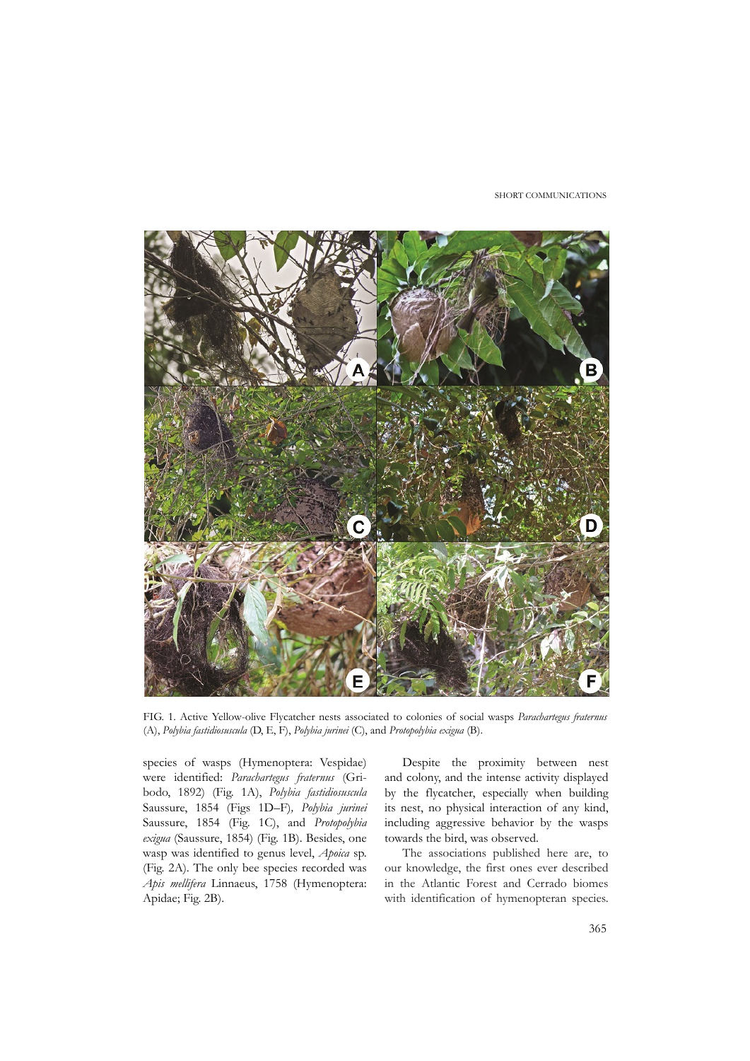FIG. 1. Active Yellow-olive Flycatcher nests associated to colonies of social wasps *Parachartegus fraternus* (A), *Polybia fastidiosuscula* (D, E, F), *Polybia jurinei* (C), and *Protopolybia exigua* (B).

species of wasps (Hymenoptera: Vespidae) were identified: *Parachartegus fraternus* (Gribodo, 1892) (Fig. 1A), *Polybia fastidiosuscula* Saussure, 1854 (Figs 1D–F), *Polybia jurinei* Saussure, 1854 (Fig. 1C), and *Protopolybia exigua* (Saussure, 1854) (Fig. 1B). Besides, one wasp was identified to genus level, *Apoica* sp. (Fig. 2A). The only bee species recorded was *Apis mellifera* Linnaeus, 1758 (Hymenoptera: Apidae; Fig. 2B).

Despite the proximity between nest and colony, and the intense activity displayed by the flycatcher, especially when building its nest, no physical interaction of any kind, including aggressive behavior by the wasps towards the bird, was observed.

The associations published here are, to our knowledge, the first ones ever described in the Atlantic Forest and Cerrado biomes with identification of hymenopteran species.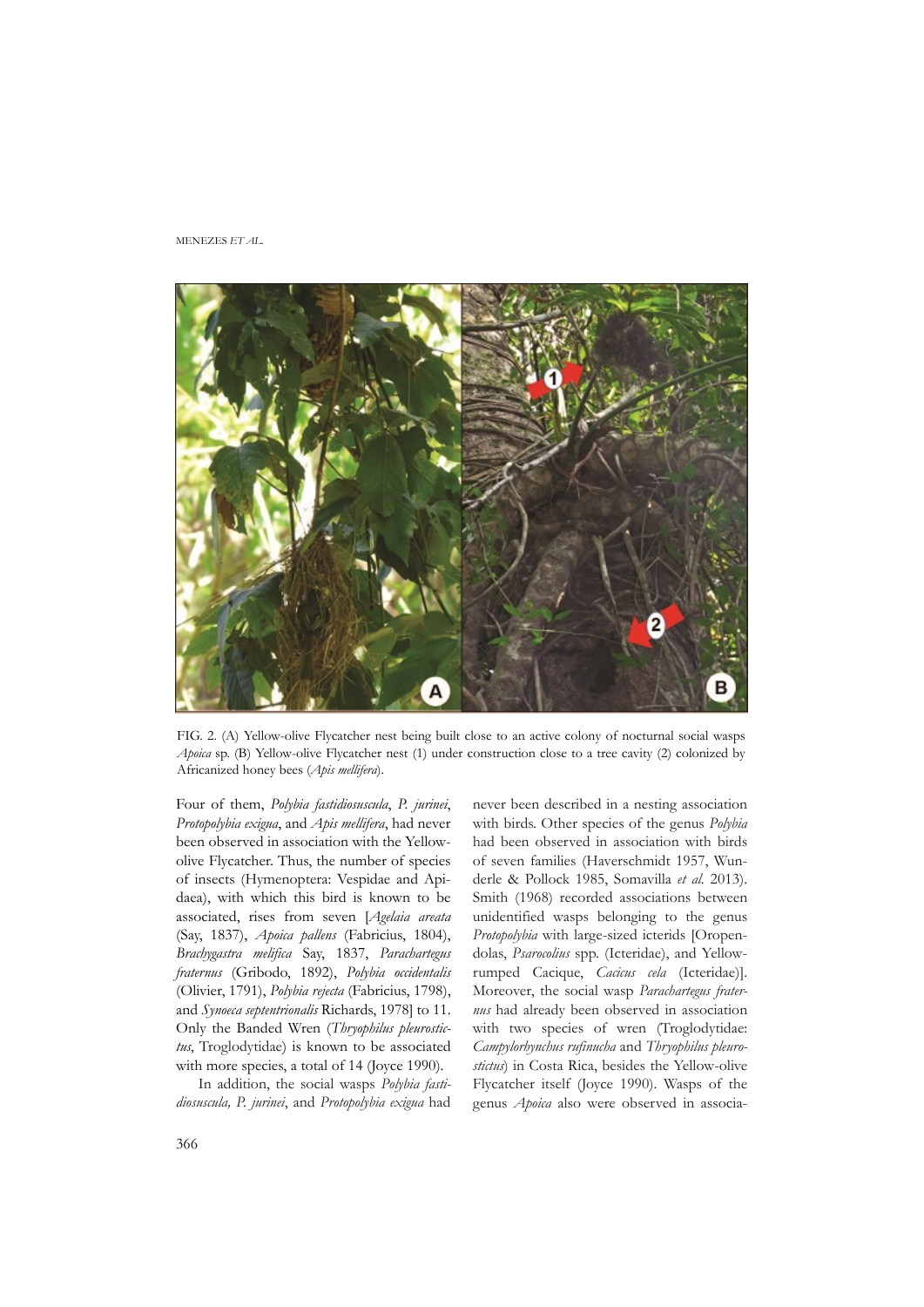FIG. 2. (A) Yellow-olive Flycatcher nest being built close to an active colony of nocturnal social wasps *Apoica* sp. (B) Yellow-olive Flycatcher nest (1) under construction close to a tree cavity (2) colonized by Africanized honey bees (*Apis mellifera*).

Four of them, *Polybia fastidiosuscula*, *P. jurinei*, *Protopolybia exigua*, and *Apis mellifera*, had never been observed in association with the Yellow-olive Flycatcher. Thus, the number of species of insects (Hymenoptera: Vespidae and Apidaea), with which this bird is known to be associated, rises from seven [*Agelaia areata* (Say, 1837), *Apoica pallens* (Fabricius, 1804), *Brachygastra melifica* Say, 1837, *Parachartegus fraternus* (Gribodo, 1892), *Polybia occidentalis* (Olivier, 1791), *Polybia rejecta* (Fabricius, 1798), and *Synoeca septentrionalis* Richards, 1978] to 11. Only the Banded Wren (*Thryophilus pleurostictus*, Troglodytidae) is known to be associated with more species, a total of 14 (Joyce 1990).

In addition, the social wasps *Polybia fastidiosuscula, P. jurinei*, and *Protopolybia exigua* had never been described in a nesting association with birds. Other species of the genus *Polybia* had been observed in association with birds of seven families (Haverschmidt 1957, Wunderle & Pollock 1985, Somavilla *et al.* 2013). Smith (1968) recorded associations between unidentified wasps belonging to the genus *Protopolybia* with large-sized icterids [Oropendolas, *Psarocolius* spp. (Icteridae), and Yellow-rumped Cacique, *Cacicus cela* (Icteridae)]. Moreover, the social wasp *Parachartegus fraternus* had already been observed in association with two species of wren (Troglodytidae: *Campylorhynchus rufinucha* and *Thryophilus pleurostictus*) in Costa Rica, besides the Yellow-olive Flycatcher itself (Joyce 1990). Wasps of the genus *Apoica* also were observed in associa-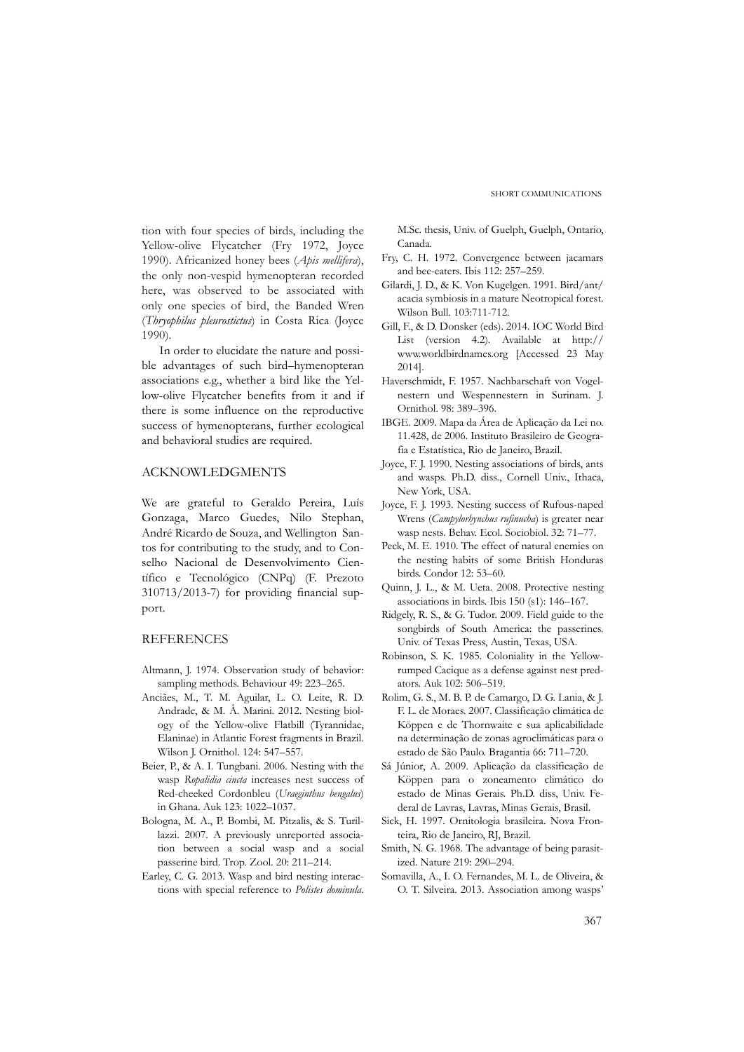tion with four species of birds, including the Yellow-olive Flycatcher (Fry 1972, Joyce 1990). Africanized honey bees (*Apis mellifera*), the only non-vespid hymenopteran recorded here, was observed to be associated with only one species of bird, the Banded Wren (*Thryophilus pleurostictus*) in Costa Rica (Joyce 1990).

In order to elucidate the nature and possible advantages of such bird–hymenopteran associations e.g., whether a bird like the Yellow-olive Flycatcher benefits from it and if there is some influence on the reproductive success of hymenopterans, further ecological and behavioral studies are required.

## ACKNOWLEDGMENTS

We are grateful to Geraldo Pereira, Luís Gonzaga, Marco Guedes, Nilo Stephan, André Ricardo de Souza, and Wellington Santos for contributing to the study, and to Conselho Nacional de Desenvolvimento Científico e Tecnológico (CNPq) (F. Prezoto 310713/2013-7) for providing financial support.

## REFERENCES

Altmann, J. 1974. Observation study of behavior: sampling methods. Behaviour 49: 223–265.

Anciães, M., T. M. Aguilar, L. O. Leite, R. D. Andrade, & M. Â. Marini. 2012. Nesting biology of the Yellow-olive Flatbill (Tyrannidae, Elaninae) in Atlantic Forest fragments in Brazil. Wilson J. Ornithol. 124: 547–557.

Beier, P., & A. I. Tungbani. 2006. Nesting with the wasp *Ropalidia cincta* increases nest success of Red-cheeked Cordonbleu (*Uraeginthus bengalus*) in Ghana. Auk 123: 1022–1037.

Bologna, M. A., P. Bombi, M. Pitzalis, & S. Turillazzi. 2007. A previously unreported association between a social wasp and a social passerine bird. Trop. Zool. 20: 211–214.

Earley, C. G. 2013. Wasp and bird nesting interactions with special reference to *Polistes dominula*. M.Sc. thesis, Univ. of Guelph, Guelph, Ontario, Canada.

Fry, C. H. 1972. Convergence between jacamars and bee-eaters. Ibis 112: 257–259.

Gilardi, J. D., & K. Von Kugelgen. 1991. Bird/ant/acacia symbiosis in a mature Neotropical forest. Wilson Bull. 103:711-712.

Gill, F., & D. Donsker (eds). 2014. IOC World Bird List (version 4.2). Available at http://www.worldbirdnames.org [Accessed 23 May 2014].

Haverschmidt, F. 1957. Nachbarschaft von Vogelnestern und Wespennestern in Surinam. J. Ornithol. 98: 389–396.

IBGE. 2009. Mapa da Área de Aplicação da Lei no. 11.428, de 2006. Instituto Brasileiro de Geografia e Estatística, Rio de Janeiro, Brazil.

Joyce, F. J. 1990. Nesting associations of birds, ants and wasps. Ph.D. diss., Cornell Univ., Ithaca, New York, USA.

Joyce, F. J. 1993. Nesting success of Rufous-naped Wrens (*Campylorhynchus rufinucha*) is greater near wasp nests. Behav. Ecol. Sociobiol. 32: 71–77.

Peck, M. E. 1910. The effect of natural enemies on the nesting habits of some British Honduras birds. Condor 12: 53–60.

Quinn, J. L., & M. Ueta. 2008. Protective nesting associations in birds. Ibis 150 (s1): 146–167.

Ridgely, R. S., & G. Tudor. 2009. Field guide to the songbirds of South America: the passerines. Univ. of Texas Press, Austin, Texas, USA.

Robinson, S. K. 1985. Coloniality in the Yellow-rumped Cacique as a defense against nest predators. Auk 102: 506–519.

Rolim, G. S., M. B. P. de Camargo, D. G. Lania, & J. F. L. de Moraes. 2007. Classificação climática de Köppen e de Thornwaite e sua aplicabilidade na determinação de zonas agroclimáticas para o estado de São Paulo. Bragantia 66: 711–720.

Sá Júnior, A. 2009. Aplicação da classificação de Köppen para o zoneamento climático do estado de Minas Gerais. Ph.D. diss, Univ. Federal de Lavras, Lavras, Minas Gerais, Brasil.

Sick, H. 1997. Ornitologia brasileira. Nova Fronteira, Rio de Janeiro, RJ, Brazil.

Smith, N. G. 1968. The advantage of being parasitized. Nature 219: 290–294.

Somavilla, A., I. O. Fernandes, M. L. de Oliveira, & O. T. Silveira. 2013. Association among wasps'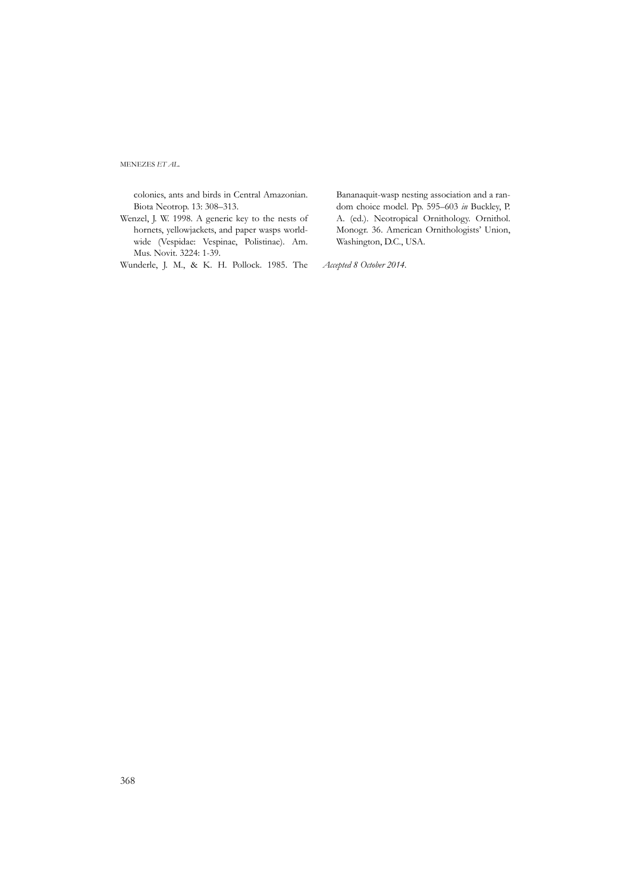colonies, ants and birds in Central Amazonian. Biota Neotrop. 13: 308–313.

Wenzel, J. W. 1998. A generic key to the nests of hornets, yellowjackets, and paper wasps worldwide (Vespidae: Vespinae, Polistinae). Am. Mus. Novit. 3224: 1-39.

Wunderle, J. M., & K. H. Pollock. 1985. The Bananaquit-wasp nesting association and a random choice model. Pp. 595–603 *in* Buckley, P. A. (ed.). Neotropical Ornithology. Ornithol. Monogr. 36. American Ornithologists' Union, Washington, D.C., USA.

*Accepted 8 October 2014.*